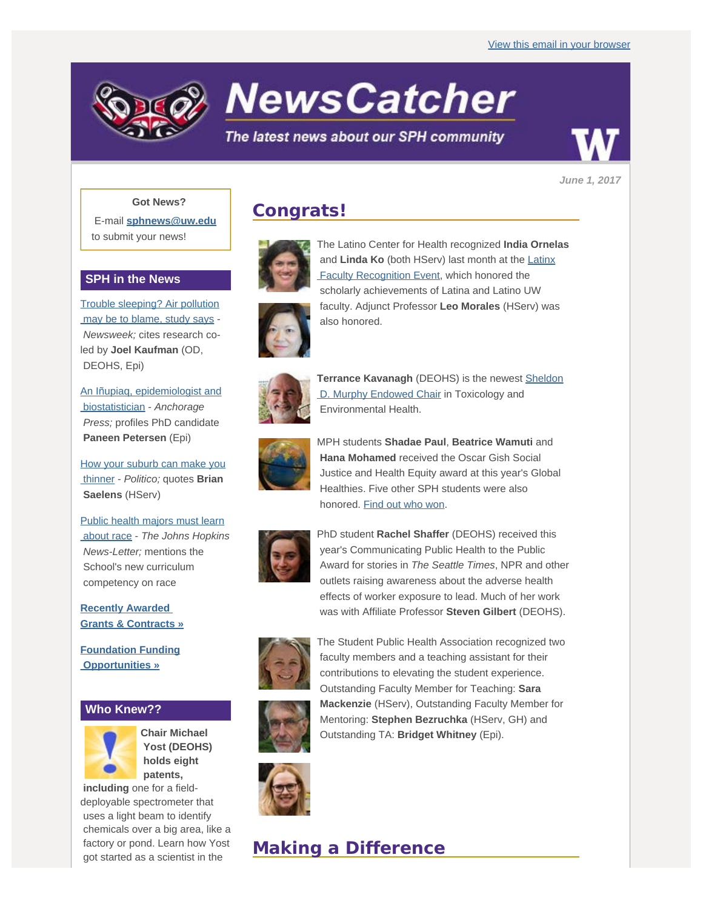[View this email in your browser](#)

# NewsCatcher

*The latest news about our SPH community*

*June 1, 2017*

**Got News?**

E-mail **[sphnews@uw.edu](mailto:sphnews@uw.edu)** to submit your news!

## SPH in the News

[Trouble sleeping? Air pollution may be to blame, study says](#) - *Newsweek;* cites research co-led by **Joel Kaufman** (OD, DEOHS, Epi)

[An Iñupiaq, epidemiologist and biostatistician](#) - *Anchorage Press;* profiles PhD candidate **Paneen Petersen** (Epi)

[How your suburb can make you thinner](#) - *Politico;* quotes **Brian Saelens** (HServ)

[Public health majors must learn about race](#) - *The Johns Hopkins News-Letter;* mentions the School's new curriculum competency on race

**[Recently Awarded Grants & Contracts »](#)**

**[Foundation Funding Opportunities »](#)**

## Who Knew??

**Chair Michael Yost (DEOHS) holds eight patents, including** one for a field-deployable spectrometer that uses a light beam to identify chemicals over a big area, like a factory or pond. Learn how Yost got started as a scientist in the

## Congrats!

The Latino Center for Health recognized **India Ornelas** and **Linda Ko** (both HServ) last month at the [Latinx Faculty Recognition Event](#), which honored the scholarly achievements of Latina and Latino UW faculty. Adjunct Professor **Leo Morales** (HServ) was also honored.

**Terrance Kavanagh** (DEOHS) is the newest [Sheldon D. Murphy Endowed Chair](#) in Toxicology and Environmental Health.

MPH students **Shadae Paul**, **Beatrice Wamuti** and **Hana Mohamed** received the Oscar Gish Social Justice and Health Equity award at this year's Global Healthies. Five other SPH students were also honored. [Find out who won](#).

PhD student **Rachel Shaffer** (DEOHS) received this year's Communicating Public Health to the Public Award for stories in *The Seattle Times*, NPR and other outlets raising awareness about the adverse health effects of worker exposure to lead. Much of her work was with Affiliate Professor **Steven Gilbert** (DEOHS).

The Student Public Health Association recognized two faculty members and a teaching assistant for their contributions to elevating the student experience. Outstanding Faculty Member for Teaching: **Sara Mackenzie** (HServ), Outstanding Faculty Member for Mentoring: **Stephen Bezruchka** (HServ, GH) and Outstanding TA: **Bridget Whitney** (Epi).

## Making a Difference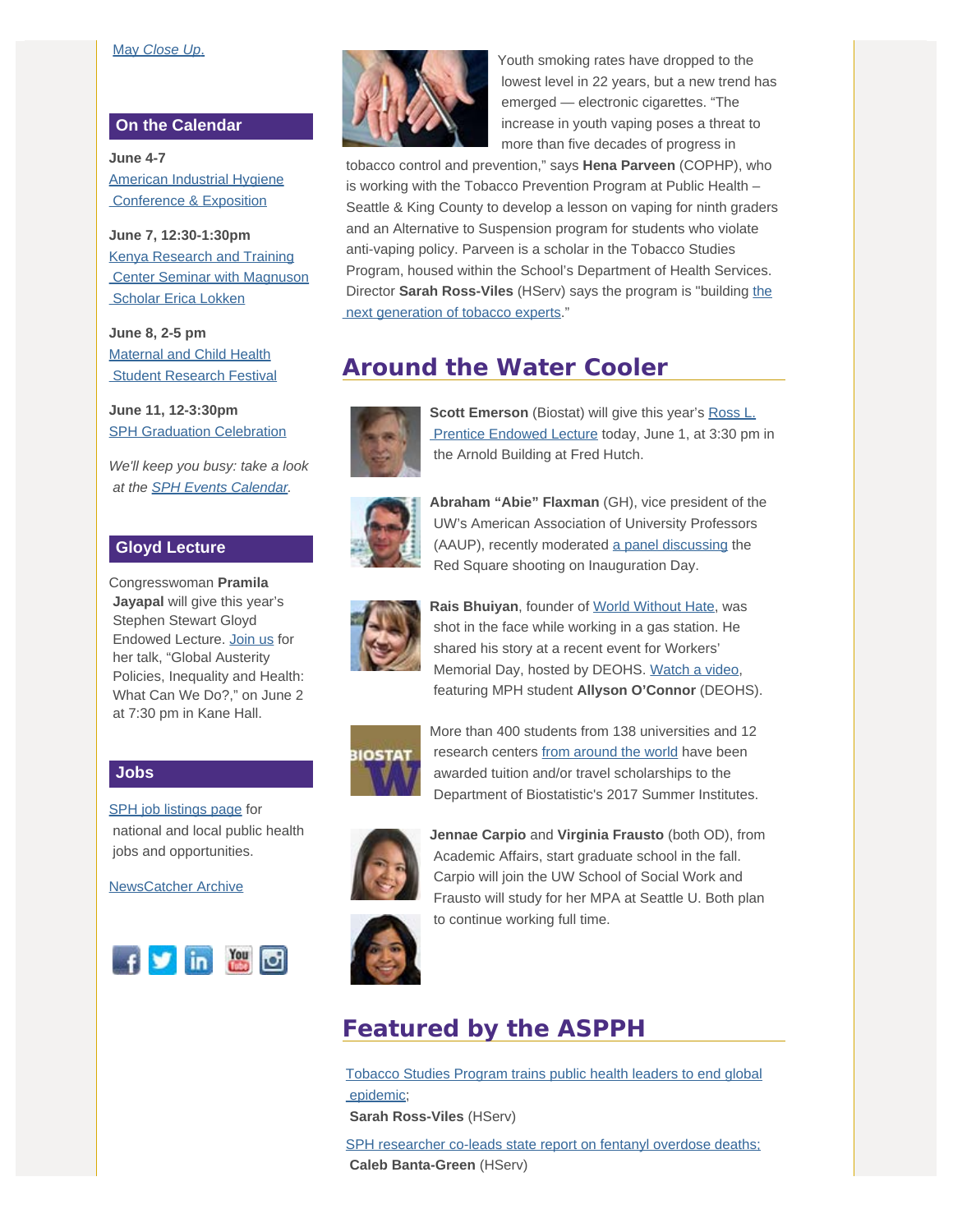May *Close Up*.

## On the Calendar

**June 4-7**
American Industrial Hygiene Conference & Exposition

**June 7, 12:30-1:30pm**
Kenya Research and Training Center Seminar with Magnuson Scholar Erica Lokken

**June 8, 2-5 pm**
Maternal and Child Health Student Research Festival

**June 11, 12-3:30pm**
SPH Graduation Celebration

*We'll keep you busy: take a look at the SPH Events Calendar.*

## Gloyd Lecture

Congresswoman **Pramila Jayapal** will give this year's Stephen Stewart Gloyd Endowed Lecture. Join us for her talk, "Global Austerity Policies, Inequality and Health: What Can We Do?," on June 2 at 7:30 pm in Kane Hall.

## Jobs

SPH job listings page for national and local public health jobs and opportunities.

NewsCatcher Archive

Youth smoking rates have dropped to the lowest level in 22 years, but a new trend has emerged — electronic cigarettes. "The increase in youth vaping poses a threat to more than five decades of progress in tobacco control and prevention," says **Hena Parveen** (COPHP), who is working with the Tobacco Prevention Program at Public Health – Seattle & King County to develop a lesson on vaping for ninth graders and an Alternative to Suspension program for students who violate anti-vaping policy. Parveen is a scholar in the Tobacco Studies Program, housed within the School's Department of Health Services. Director **Sarah Ross-Viles** (HServ) says the program is "building the next generation of tobacco experts."

## Around the Water Cooler

**Scott Emerson** (Biostat) will give this year's Ross L. Prentice Endowed Lecture today, June 1, at 3:30 pm in the Arnold Building at Fred Hutch.

**Abraham "Abie" Flaxman** (GH), vice president of the UW's American Association of University Professors (AAUP), recently moderated a panel discussing the Red Square shooting on Inauguration Day.

**Rais Bhuiyan**, founder of World Without Hate, was shot in the face while working in a gas station. He shared his story at a recent event for Workers' Memorial Day, hosted by DEOHS. Watch a video, featuring MPH student **Allyson O'Connor** (DEOHS).

More than 400 students from 138 universities and 12 research centers from around the world have been awarded tuition and/or travel scholarships to the Department of Biostatistic's 2017 Summer Institutes.

**Jennae Carpio** and **Virginia Frausto** (both OD), from Academic Affairs, start graduate school in the fall. Carpio will join the UW School of Social Work and Frausto will study for her MPA at Seattle U. Both plan to continue working full time.

## Featured by the ASPPH

Tobacco Studies Program trains public health leaders to end global epidemic;
**Sarah Ross-Viles** (HServ)

SPH researcher co-leads state report on fentanyl overdose deaths;
**Caleb Banta-Green** (HServ)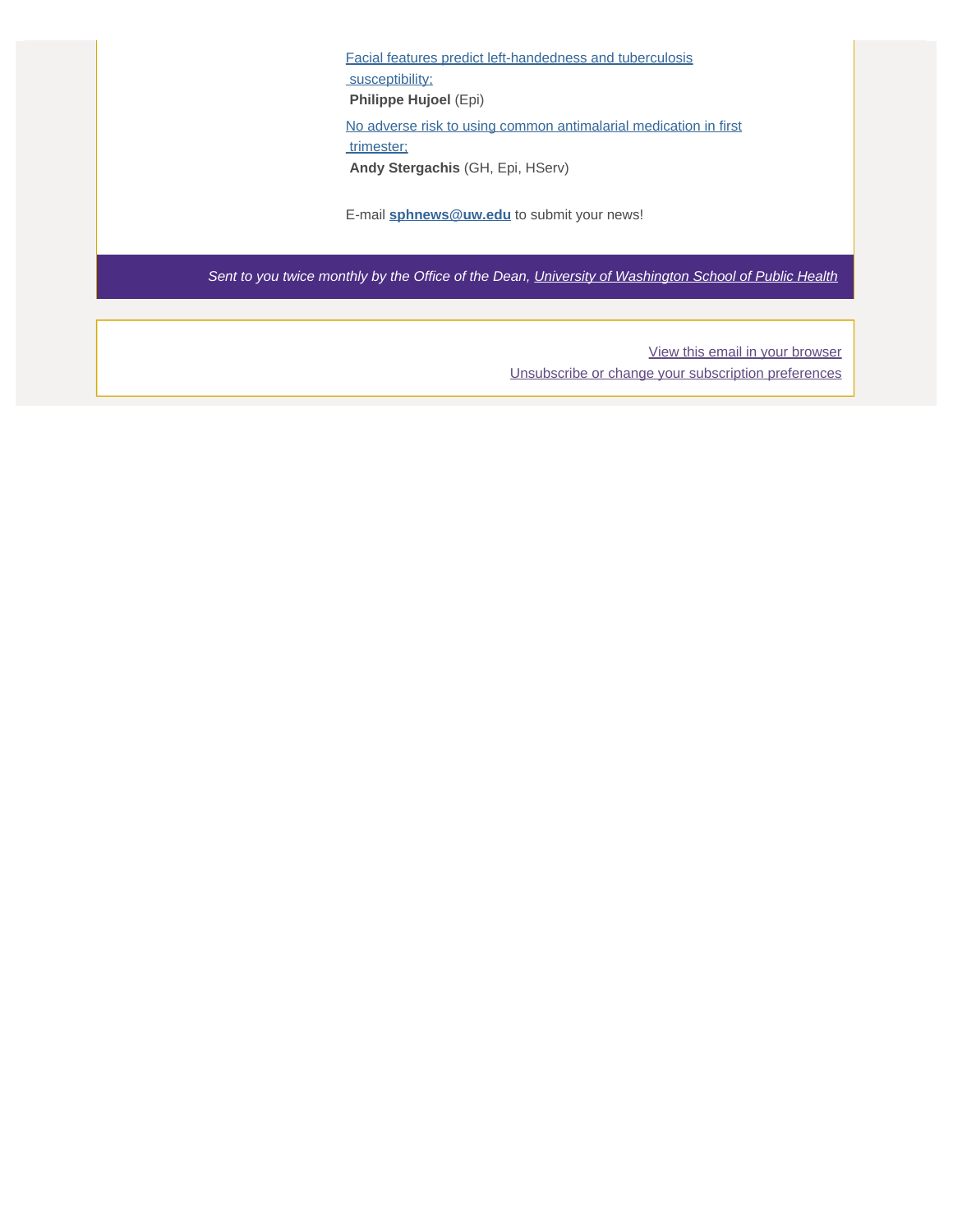[Facial features predict left-handedness and tuberculosis susceptibility;](#)
**Philippe Hujoel** (Epi)

[No adverse risk to using common antimalarial medication in first trimester;](#)
**Andy Stergachis** (GH, Epi, HServ)

E-mail **sphnews@uw.edu** to submit your news!

*Sent to you twice monthly by the Office of the Dean, University of Washington School of Public Health*

View this email in your browser
Unsubscribe or change your subscription preferences